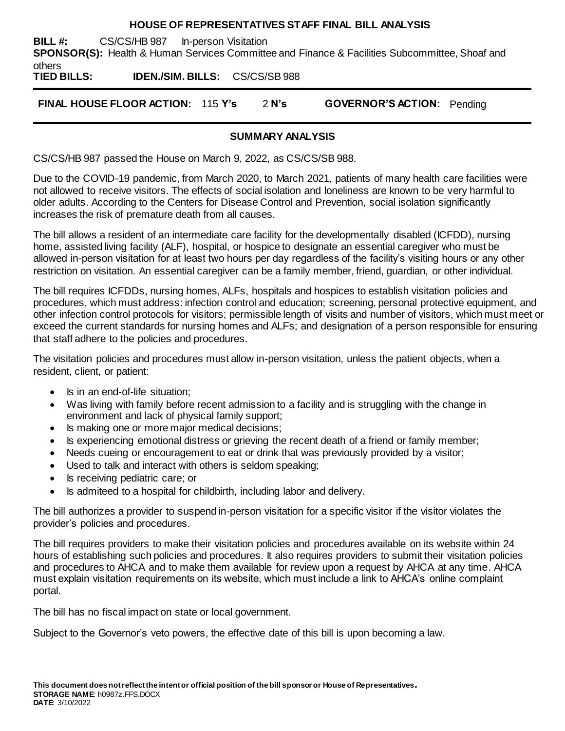# HOUSE OF REPRESENTATIVES STAFF FINAL BILL ANALYSIS

**BILL #:** CS/CS/HB 987 In-person Visitation

**SPONSOR(S):** Health & Human Services Committee and Finance & Facilities Subcommittee, Shoaf and others

**TIED BILLS:** **IDEN./SIM. BILLS:** CS/CS/SB 988

**FINAL HOUSE FLOOR ACTION:** 115 **Y's** 2 **N's** **GOVERNOR'S ACTION:** Pending

## SUMMARY ANALYSIS

CS/CS/HB 987 passed the House on March 9, 2022, as CS/CS/SB 988.

Due to the COVID-19 pandemic, from March 2020, to March 2021, patients of many health care facilities were not allowed to receive visitors. The effects of social isolation and loneliness are known to be very harmful to older adults. According to the Centers for Disease Control and Prevention, social isolation significantly increases the risk of premature death from all causes.

The bill allows a resident of an intermediate care facility for the developmentally disabled (ICFDD), nursing home, assisted living facility (ALF), hospital, or hospice to designate an essential caregiver who must be allowed in-person visitation for at least two hours per day regardless of the facility's visiting hours or any other restriction on visitation. An essential caregiver can be a family member, friend, guardian, or other individual.

The bill requires ICFDDs, nursing homes, ALFs, hospitals and hospices to establish visitation policies and procedures, which must address: infection control and education; screening, personal protective equipment, and other infection control protocols for visitors; permissible length of visits and number of visitors, which must meet or exceed the current standards for nursing homes and ALFs; and designation of a person responsible for ensuring that staff adhere to the policies and procedures.

The visitation policies and procedures must allow in-person visitation, unless the patient objects, when a resident, client, or patient:

- Is in an end-of-life situation;
- Was living with family before recent admission to a facility and is struggling with the change in environment and lack of physical family support;
- Is making one or more major medical decisions;
- Is experiencing emotional distress or grieving the recent death of a friend or family member;
- Needs cueing or encouragement to eat or drink that was previously provided by a visitor;
- Used to talk and interact with others is seldom speaking;
- Is receiving pediatric care; or
- Is admiteed to a hospital for childbirth, including labor and delivery.

The bill authorizes a provider to suspend in-person visitation for a specific visitor if the visitor violates the provider's policies and procedures.

The bill requires providers to make their visitation policies and procedures available on its website within 24 hours of establishing such policies and procedures. It also requires providers to submit their visitation policies and procedures to AHCA and to make them available for review upon a request by AHCA at any time. AHCA must explain visitation requirements on its website, which must include a link to AHCA's online complaint portal.

The bill has no fiscal impact on state or local government.

Subject to the Governor's veto powers, the effective date of this bill is upon becoming a law.

**This document does not reflect the intent or official position of the bill sponsor or House of Representatives.**
**STORAGE NAME**: h0987z.FFS.DOCX
**DATE**: 3/10/2022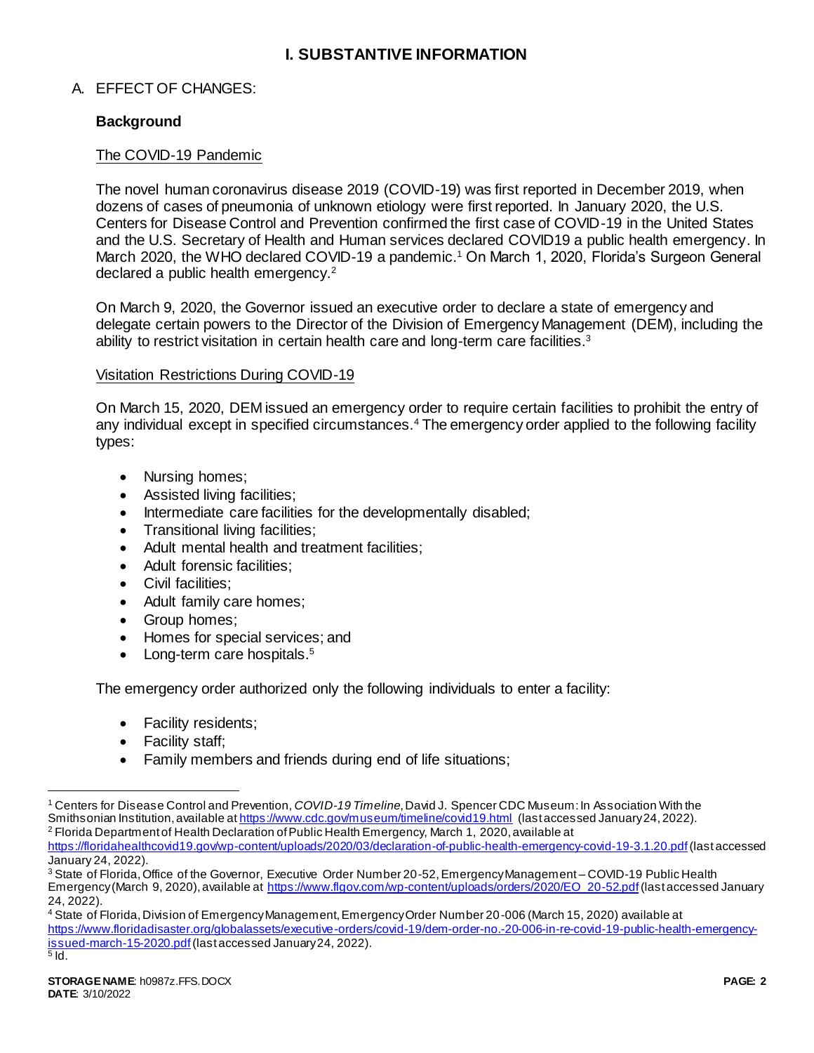# I. SUBSTANTIVE INFORMATION

A. EFFECT OF CHANGES:

**Background**

The COVID-19 Pandemic

The novel human coronavirus disease 2019 (COVID-19) was first reported in December 2019, when dozens of cases of pneumonia of unknown etiology were first reported. In January 2020, the U.S. Centers for Disease Control and Prevention confirmed the first case of COVID-19 in the United States and the U.S. Secretary of Health and Human services declared COVID19 a public health emergency. In March 2020, the WHO declared COVID-19 a pandemic.[1] On March 1, 2020, Florida's Surgeon General declared a public health emergency.[2]

On March 9, 2020, the Governor issued an executive order to declare a state of emergency and delegate certain powers to the Director of the Division of Emergency Management (DEM), including the ability to restrict visitation in certain health care and long-term care facilities.[3]

Visitation Restrictions During COVID-19

On March 15, 2020, DEM issued an emergency order to require certain facilities to prohibit the entry of any individual except in specified circumstances.[4] The emergency order applied to the following facility types:

- Nursing homes;
- Assisted living facilities;
- Intermediate care facilities for the developmentally disabled;
- Transitional living facilities;
- Adult mental health and treatment facilities;
- Adult forensic facilities;
- Civil facilities;
- Adult family care homes;
- Group homes;
- Homes for special services; and
- Long-term care hospitals.[5]

The emergency order authorized only the following individuals to enter a facility:

- Facility residents;
- Facility staff;
- Family members and friends during end of life situations;

---

[1] Centers for Disease Control and Prevention, *COVID-19 Timeline*, David J. Spencer CDC Museum: In Association With the Smithsonian Institution, available at https://www.cdc.gov/museum/timeline/covid19.html (last accessed January 24, 2022).

[2] Florida Department of Health Declaration of Public Health Emergency, March 1, 2020, available at https://floridahealthcovid19.gov/wp-content/uploads/2020/03/declaration-of-public-health-emergency-covid-19-3.1.20.pdf (last accessed January 24, 2022).

[3] State of Florida, Office of the Governor, Executive Order Number 20-52, Emergency Management – COVID-19 Public Health Emergency (March 9, 2020), available at https://www.flgov.com/wp-content/uploads/orders/2020/EO_20-52.pdf (last accessed January 24, 2022).

[4] State of Florida, Division of Emergency Management, Emergency Order Number 20-006 (March 15, 2020) available at https://www.floridadisaster.org/globalassets/executive-orders/covid-19/dem-order-no.-20-006-in-re-covid-19-public-health-emergency-issued-march-15-2020.pdf (last accessed January 24, 2022).

[5] Id.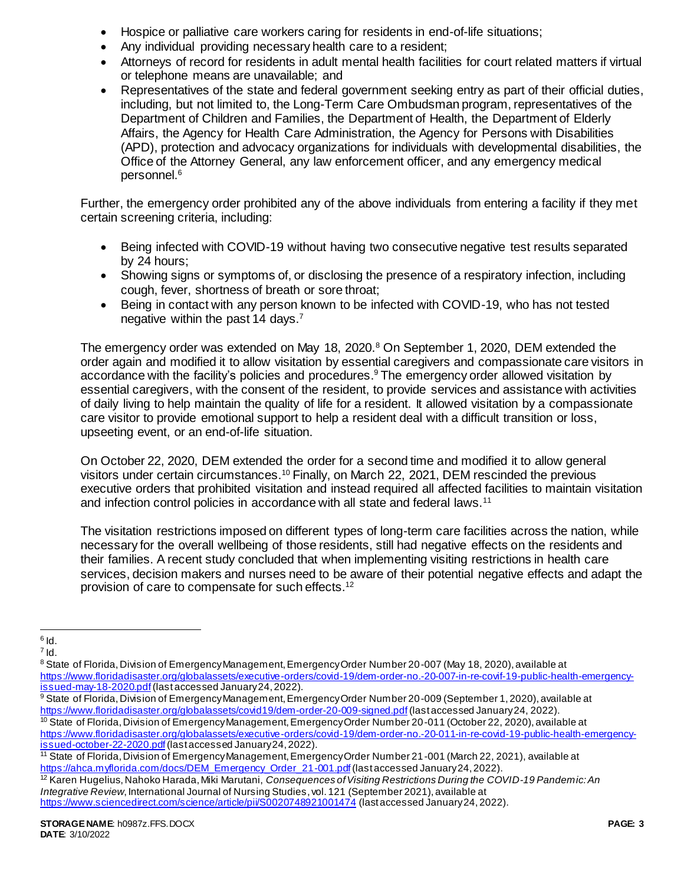- Hospice or palliative care workers caring for residents in end-of-life situations;
- Any individual providing necessary health care to a resident;
- Attorneys of record for residents in adult mental health facilities for court related matters if virtual or telephone means are unavailable; and
- Representatives of the state and federal government seeking entry as part of their official duties, including, but not limited to, the Long-Term Care Ombudsman program, representatives of the Department of Children and Families, the Department of Health, the Department of Elderly Affairs, the Agency for Health Care Administration, the Agency for Persons with Disabilities (APD), protection and advocacy organizations for individuals with developmental disabilities, the Office of the Attorney General, any law enforcement officer, and any emergency medical personnel.[6]

Further, the emergency order prohibited any of the above individuals from entering a facility if they met certain screening criteria, including:

- Being infected with COVID-19 without having two consecutive negative test results separated by 24 hours;
- Showing signs or symptoms of, or disclosing the presence of a respiratory infection, including cough, fever, shortness of breath or sore throat;
- Being in contact with any person known to be infected with COVID-19, who has not tested negative within the past 14 days.[7]

The emergency order was extended on May 18, 2020.[8] On September 1, 2020, DEM extended the order again and modified it to allow visitation by essential caregivers and compassionate care visitors in accordance with the facility's policies and procedures.[9] The emergency order allowed visitation by essential caregivers, with the consent of the resident, to provide services and assistance with activities of daily living to help maintain the quality of life for a resident. It allowed visitation by a compassionate care visitor to provide emotional support to help a resident deal with a difficult transition or loss, upseeting event, or an end-of-life situation.

On October 22, 2020, DEM extended the order for a second time and modified it to allow general visitors under certain circumstances.[10] Finally, on March 22, 2021, DEM rescinded the previous executive orders that prohibited visitation and instead required all affected facilities to maintain visitation and infection control policies in accordance with all state and federal laws.[11]

The visitation restrictions imposed on different types of long-term care facilities across the nation, while necessary for the overall wellbeing of those residents, still had negative effects on the residents and their families. A recent study concluded that when implementing visiting restrictions in health care services, decision makers and nurses need to be aware of their potential negative effects and adapt the provision of care to compensate for such effects.[12]

---

[6] Id.

[7] Id.

[8] State of Florida, Division of Emergency Management, Emergency Order Number 20-007 (May 18, 2020), available at https://www.floridadisaster.org/globalassets/executive-orders/covid-19/dem-order-no.-20-007-in-re-covif-19-public-health-emergency-issued-may-18-2020.pdf (last accessed January 24, 2022).

[9] State of Florida, Division of Emergency Management, Emergency Order Number 20-009 (September 1, 2020), available at https://www.floridadisaster.org/globalassets/covid19/dem-order-20-009-signed.pdf (last accessed January 24, 2022).

[10] State of Florida, Division of Emergency Management, Emergency Order Number 20-011 (October 22, 2020), available at https://www.floridadisaster.org/globalassets/executive-orders/covid-19/dem-order-no.-20-011-in-re-covid-19-public-health-emergency-issued-october-22-2020.pdf (last accessed January 24, 2022).

[11] State of Florida, Division of Emergency Management, Emergency Order Number 21-001 (March 22, 2021), available at https://ahca.myflorida.com/docs/DEM_Emergency_Order_21-001.pdf (last accessed January 24, 2022).

[12] Karen Hugelius, Nahoko Harada, Miki Marutani, *Consequences of Visiting Restrictions During the COVID-19 Pandemic: An Integrative Review*, International Journal of Nursing Studies, vol. 121 (September 2021), available at https://www.sciencedirect.com/science/article/pii/S0020748921001474 (last accessed January 24, 2022).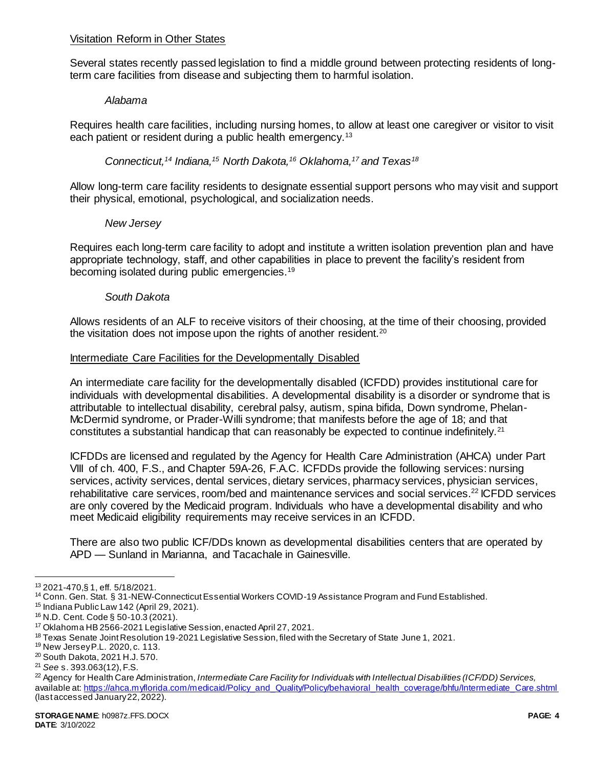Visitation Reform in Other States

Several states recently passed legislation to find a middle ground between protecting residents of long-term care facilities from disease and subjecting them to harmful isolation.

*Alabama*

Requires health care facilities, including nursing homes, to allow at least one caregiver or visitor to visit each patient or resident during a public health emergency.[13]

*Connecticut,[14] Indiana,[15] North Dakota,[16] Oklahoma,[17] and Texas[18]*

Allow long-term care facility residents to designate essential support persons who may visit and support their physical, emotional, psychological, and socialization needs.

*New Jersey*

Requires each long-term care facility to adopt and institute a written isolation prevention plan and have appropriate technology, staff, and other capabilities in place to prevent the facility's resident from becoming isolated during public emergencies.[19]

*South Dakota*

Allows residents of an ALF to receive visitors of their choosing, at the time of their choosing, provided the visitation does not impose upon the rights of another resident.[20]

Intermediate Care Facilities for the Developmentally Disabled

An intermediate care facility for the developmentally disabled (ICFDD) provides institutional care for individuals with developmental disabilities. A developmental disability is a disorder or syndrome that is attributable to intellectual disability, cerebral palsy, autism, spina bifida, Down syndrome, Phelan-McDermid syndrome, or Prader-Willi syndrome; that manifests before the age of 18; and that constitutes a substantial handicap that can reasonably be expected to continue indefinitely.[21]

ICFDDs are licensed and regulated by the Agency for Health Care Administration (AHCA) under Part VIII of ch. 400, F.S., and Chapter 59A-26, F.A.C. ICFDDs provide the following services: nursing services, activity services, dental services, dietary services, pharmacy services, physician services, rehabilitative care services, room/bed and maintenance services and social services.[22] ICFDD services are only covered by the Medicaid program. Individuals who have a developmental disability and who meet Medicaid eligibility requirements may receive services in an ICFDD.

There are also two public ICF/DDs known as developmental disabilities centers that are operated by APD — Sunland in Marianna, and Tacachale in Gainesville.

---

[13] 2021-470, § 1, eff. 5/18/2021.

[14] Conn. Gen. Stat. § 31-NEW-Connecticut Essential Workers COVID-19 Assistance Program and Fund Established.

[15] Indiana Public Law 142 (April 29, 2021).

[16] N.D. Cent. Code § 50-10.3 (2021).

[17] Oklahoma HB 2566-2021 Legislative Session, enacted April 27, 2021.

[18] Texas Senate Joint Resolution 19-2021 Legislative Session, filed with the Secretary of State June 1, 2021.

[19] New Jersey P.L. 2020, c. 113.

[20] South Dakota, 2021 H.J. 570.

[21] *See* s. 393.063(12), F.S.

[22] Agency for Health Care Administration, *Intermediate Care Facility for Individuals with Intellectual Disabilities (ICF/DD) Services,* available at: https://ahca.myflorida.com/medicaid/Policy_and_Quality/Policy/behavioral_health_coverage/bhfu/Intermediate_Care.shtml (last accessed January 22, 2022).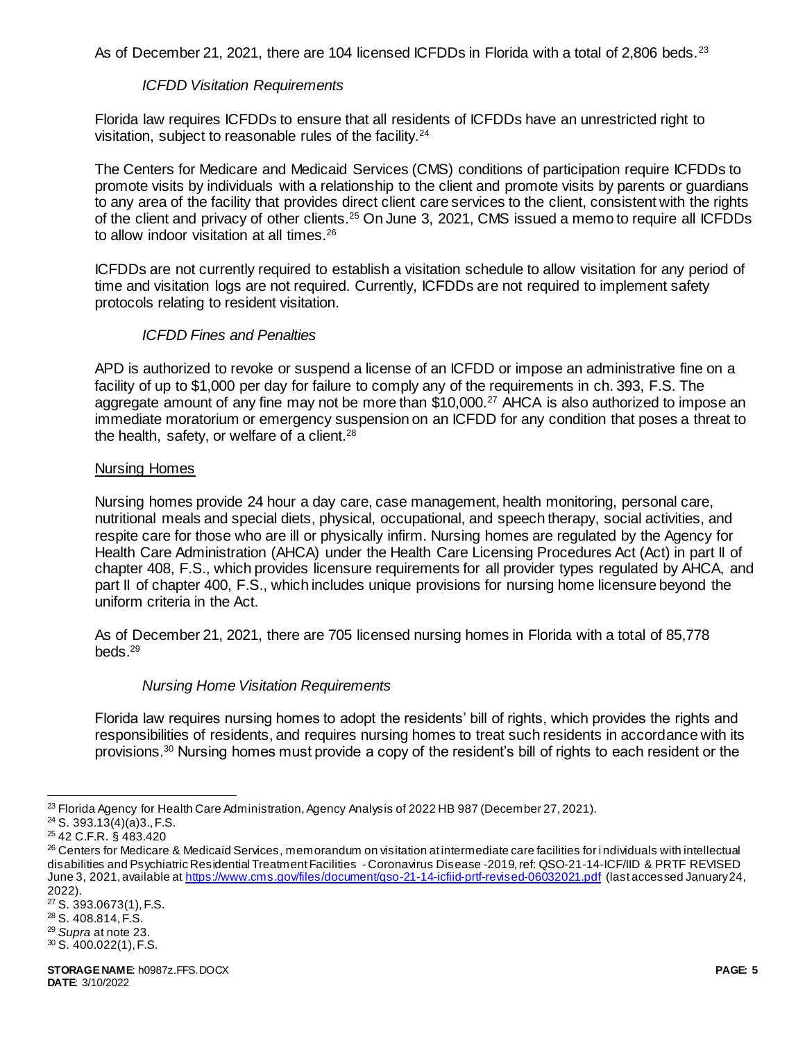As of December 21, 2021, there are 104 licensed ICFDDs in Florida with a total of 2,806 beds.[23]

*ICFDD Visitation Requirements*

Florida law requires ICFDDs to ensure that all residents of ICFDDs have an unrestricted right to visitation, subject to reasonable rules of the facility.[24]

The Centers for Medicare and Medicaid Services (CMS) conditions of participation require ICFDDs to promote visits by individuals with a relationship to the client and promote visits by parents or guardians to any area of the facility that provides direct client care services to the client, consistent with the rights of the client and privacy of other clients.[25] On June 3, 2021, CMS issued a memo to require all ICFDDs to allow indoor visitation at all times.[26]

ICFDDs are not currently required to establish a visitation schedule to allow visitation for any period of time and visitation logs are not required. Currently, ICFDDs are not required to implement safety protocols relating to resident visitation.

*ICFDD Fines and Penalties*

APD is authorized to revoke or suspend a license of an ICFDD or impose an administrative fine on a facility of up to $1,000 per day for failure to comply any of the requirements in ch. 393, F.S. The aggregate amount of any fine may not be more than $10,000.[27] AHCA is also authorized to impose an immediate moratorium or emergency suspension on an ICFDD for any condition that poses a threat to the health, safety, or welfare of a client.[28]

<u>Nursing Homes</u>

Nursing homes provide 24 hour a day care, case management, health monitoring, personal care, nutritional meals and special diets, physical, occupational, and speech therapy, social activities, and respite care for those who are ill or physically infirm. Nursing homes are regulated by the Agency for Health Care Administration (AHCA) under the Health Care Licensing Procedures Act (Act) in part II of chapter 408, F.S., which provides licensure requirements for all provider types regulated by AHCA, and part II of chapter 400, F.S., which includes unique provisions for nursing home licensure beyond the uniform criteria in the Act.

As of December 21, 2021, there are 705 licensed nursing homes in Florida with a total of 85,778 beds.[29]

*Nursing Home Visitation Requirements*

Florida law requires nursing homes to adopt the residents' bill of rights, which provides the rights and responsibilities of residents, and requires nursing homes to treat such residents in accordance with its provisions.[30] Nursing homes must provide a copy of the resident's bill of rights to each resident or the

---

[23] Florida Agency for Health Care Administration, Agency Analysis of 2022 HB 987 (December 27, 2021).
[24] S. 393.13(4)(a)3., F.S.
[25] 42 C.F.R. § 483.420
[26] Centers for Medicare & Medicaid Services, memorandum on visitation at intermediate care facilities for individuals with intellectual disabilities and Psychiatric Residential Treatment Facilities - Coronavirus Disease -2019, ref: QSO-21-14-ICF/IID & PRTF REVISED June 3, 2021, available at https://www.cms.gov/files/document/qso-21-14-icfiid-prtf-revised-06032021.pdf (last accessed January 24, 2022).
[27] S. 393.0673(1), F.S.
[28] S. 408.814, F.S.
[29] *Supra* at note 23.
[30] S. 400.022(1), F.S.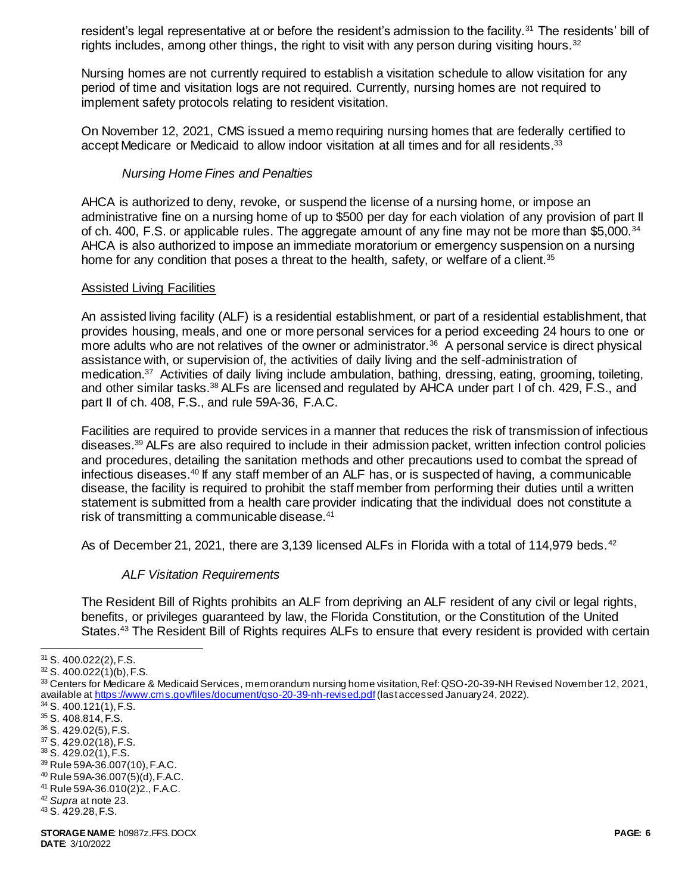resident's legal representative at or before the resident's admission to the facility.[31] The residents' bill of rights includes, among other things, the right to visit with any person during visiting hours.[32]

Nursing homes are not currently required to establish a visitation schedule to allow visitation for any period of time and visitation logs are not required. Currently, nursing homes are not required to implement safety protocols relating to resident visitation.

On November 12, 2021, CMS issued a memo requiring nursing homes that are federally certified to accept Medicare or Medicaid to allow indoor visitation at all times and for all residents.[33]

*Nursing Home Fines and Penalties*

AHCA is authorized to deny, revoke, or suspend the license of a nursing home, or impose an administrative fine on a nursing home of up to $500 per day for each violation of any provision of part II of ch. 400, F.S. or applicable rules. The aggregate amount of any fine may not be more than $5,000.[34] AHCA is also authorized to impose an immediate moratorium or emergency suspension on a nursing home for any condition that poses a threat to the health, safety, or welfare of a client.[35]

Assisted Living Facilities

An assisted living facility (ALF) is a residential establishment, or part of a residential establishment, that provides housing, meals, and one or more personal services for a period exceeding 24 hours to one or more adults who are not relatives of the owner or administrator.[36] A personal service is direct physical assistance with, or supervision of, the activities of daily living and the self-administration of medication.[37] Activities of daily living include ambulation, bathing, dressing, eating, grooming, toileting, and other similar tasks.[38] ALFs are licensed and regulated by AHCA under part I of ch. 429, F.S., and part II of ch. 408, F.S., and rule 59A-36, F.A.C.

Facilities are required to provide services in a manner that reduces the risk of transmission of infectious diseases.[39] ALFs are also required to include in their admission packet, written infection control policies and procedures, detailing the sanitation methods and other precautions used to combat the spread of infectious diseases.[40] If any staff member of an ALF has, or is suspected of having, a communicable disease, the facility is required to prohibit the staff member from performing their duties until a written statement is submitted from a health care provider indicating that the individual does not constitute a risk of transmitting a communicable disease.[41]

As of December 21, 2021, there are 3,139 licensed ALFs in Florida with a total of 114,979 beds.[42]

*ALF Visitation Requirements*

The Resident Bill of Rights prohibits an ALF from depriving an ALF resident of any civil or legal rights, benefits, or privileges guaranteed by law, the Florida Constitution, or the Constitution of the United States.[43] The Resident Bill of Rights requires ALFs to ensure that every resident is provided with certain

---

[31] S. 400.022(2), F.S.
[32] S. 400.022(1)(b), F.S.
[33] Centers for Medicare & Medicaid Services, memorandum nursing home visitation, Ref: QSO-20-39-NH Revised November 12, 2021, available at https://www.cms.gov/files/document/qso-20-39-nh-revised.pdf (last accessed January 24, 2022).
[34] S. 400.121(1), F.S.
[35] S. 408.814, F.S.
[36] S. 429.02(5), F.S.
[37] S. 429.02(18), F.S.
[38] S. 429.02(1), F.S.
[39] Rule 59A-36.007(10), F.A.C.
[40] Rule 59A-36.007(5)(d), F.A.C.
[41] Rule 59A-36.010(2)2., F.A.C.
[42] *Supra* at note 23.
[43] S. 429.28, F.S.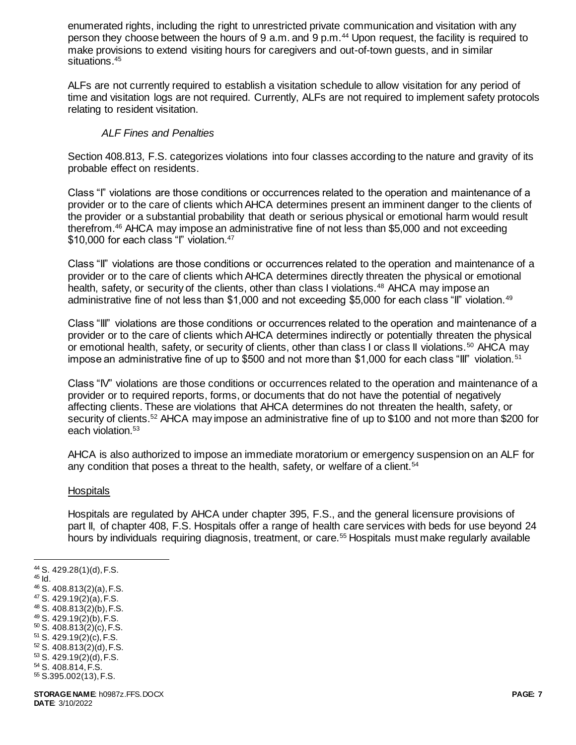enumerated rights, including the right to unrestricted private communication and visitation with any person they choose between the hours of 9 a.m. and 9 p.m.[44] Upon request, the facility is required to make provisions to extend visiting hours for caregivers and out-of-town guests, and in similar situations.[45]

ALFs are not currently required to establish a visitation schedule to allow visitation for any period of time and visitation logs are not required. Currently, ALFs are not required to implement safety protocols relating to resident visitation.

*ALF Fines and Penalties*

Section 408.813, F.S. categorizes violations into four classes according to the nature and gravity of its probable effect on residents.

Class "I" violations are those conditions or occurrences related to the operation and maintenance of a provider or to the care of clients which AHCA determines present an imminent danger to the clients of the provider or a substantial probability that death or serious physical or emotional harm would result therefrom.[46] AHCA may impose an administrative fine of not less than $5,000 and not exceeding $10,000 for each class "I" violation.[47]

Class "II" violations are those conditions or occurrences related to the operation and maintenance of a provider or to the care of clients which AHCA determines directly threaten the physical or emotional health, safety, or security of the clients, other than class I violations.[48] AHCA may impose an administrative fine of not less than $1,000 and not exceeding $5,000 for each class "II" violation.[49]

Class "III" violations are those conditions or occurrences related to the operation and maintenance of a provider or to the care of clients which AHCA determines indirectly or potentially threaten the physical or emotional health, safety, or security of clients, other than class I or class II violations.[50] AHCA may impose an administrative fine of up to $500 and not more than $1,000 for each class "III" violation.[51]

Class "IV" violations are those conditions or occurrences related to the operation and maintenance of a provider or to required reports, forms, or documents that do not have the potential of negatively affecting clients. These are violations that AHCA determines do not threaten the health, safety, or security of clients.[52] AHCA may impose an administrative fine of up to $100 and not more than $200 for each violation.[53]

AHCA is also authorized to impose an immediate moratorium or emergency suspension on an ALF for any condition that poses a threat to the health, safety, or welfare of a client.[54]

Hospitals

Hospitals are regulated by AHCA under chapter 395, F.S., and the general licensure provisions of part II, of chapter 408, F.S. Hospitals offer a range of health care services with beds for use beyond 24 hours by individuals requiring diagnosis, treatment, or care.[55] Hospitals must make regularly available

[44] S. 429.28(1)(d), F.S.
[45] Id.
[46] S. 408.813(2)(a), F.S.
[47] S. 429.19(2)(a), F.S.
[48] S. 408.813(2)(b), F.S.
[49] S. 429.19(2)(b), F.S.
[50] S. 408.813(2)(c), F.S.
[51] S. 429.19(2)(c), F.S.
[52] S. 408.813(2)(d), F.S.
[53] S. 429.19(2)(d), F.S.
[54] S. 408.814, F.S.
[55] S.395.002(13), F.S.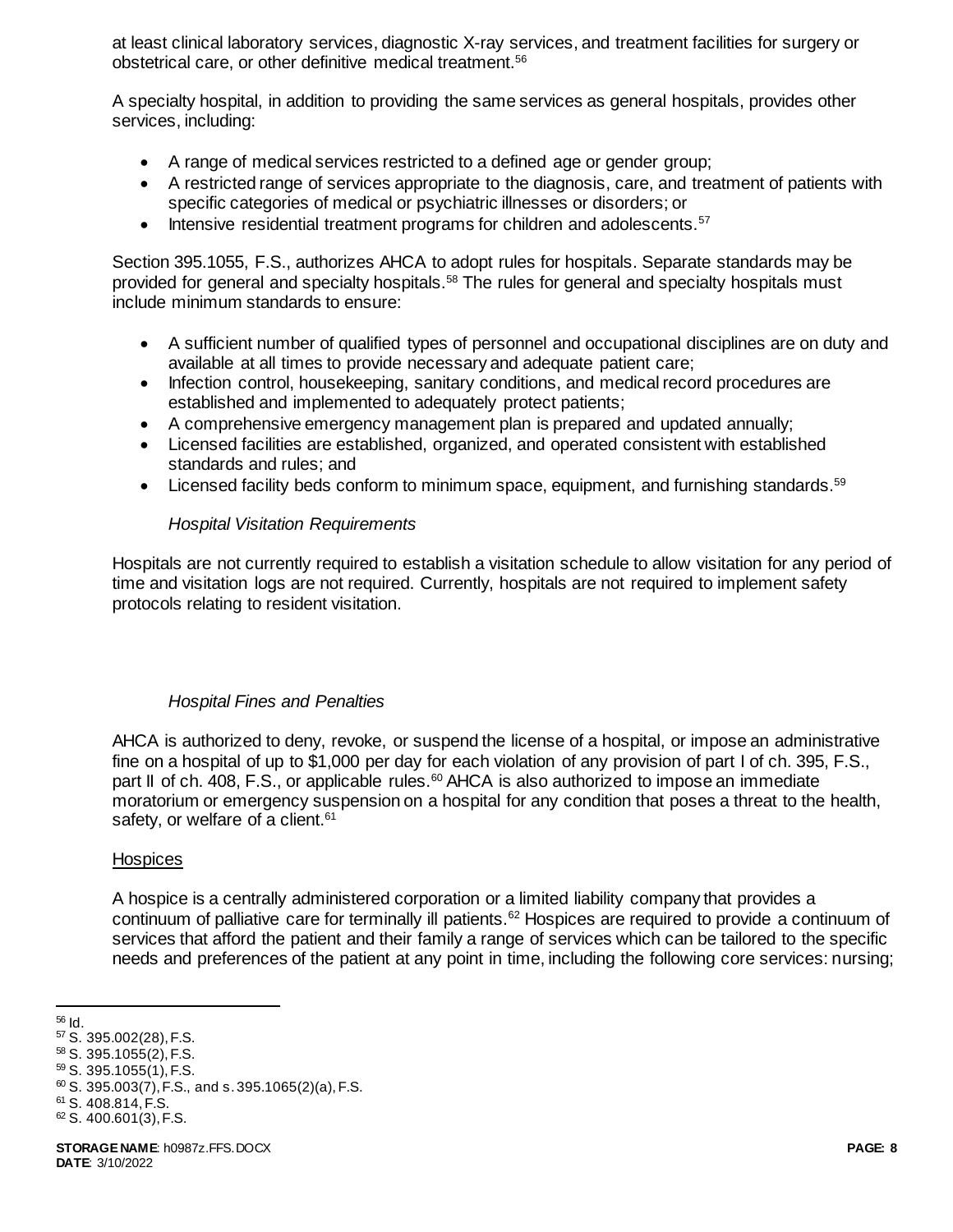at least clinical laboratory services, diagnostic X-ray services, and treatment facilities for surgery or obstetrical care, or other definitive medical treatment.[56]

A specialty hospital, in addition to providing the same services as general hospitals, provides other services, including:

- A range of medical services restricted to a defined age or gender group;
- A restricted range of services appropriate to the diagnosis, care, and treatment of patients with specific categories of medical or psychiatric illnesses or disorders; or
- Intensive residential treatment programs for children and adolescents.[57]

Section 395.1055, F.S., authorizes AHCA to adopt rules for hospitals. Separate standards may be provided for general and specialty hospitals.[58] The rules for general and specialty hospitals must include minimum standards to ensure:

- A sufficient number of qualified types of personnel and occupational disciplines are on duty and available at all times to provide necessary and adequate patient care;
- Infection control, housekeeping, sanitary conditions, and medical record procedures are established and implemented to adequately protect patients;
- A comprehensive emergency management plan is prepared and updated annually;
- Licensed facilities are established, organized, and operated consistent with established standards and rules; and
- Licensed facility beds conform to minimum space, equipment, and furnishing standards.[59]

*Hospital Visitation Requirements*

Hospitals are not currently required to establish a visitation schedule to allow visitation for any period of time and visitation logs are not required. Currently, hospitals are not required to implement safety protocols relating to resident visitation.

*Hospital Fines and Penalties*

AHCA is authorized to deny, revoke, or suspend the license of a hospital, or impose an administrative fine on a hospital of up to $1,000 per day for each violation of any provision of part I of ch. 395, F.S., part II of ch. 408, F.S., or applicable rules.[60] AHCA is also authorized to impose an immediate moratorium or emergency suspension on a hospital for any condition that poses a threat to the health, safety, or welfare of a client.[61]

<u>Hospices</u>

A hospice is a centrally administered corporation or a limited liability company that provides a continuum of palliative care for terminally ill patients.[62] Hospices are required to provide a continuum of services that afford the patient and their family a range of services which can be tailored to the specific needs and preferences of the patient at any point in time, including the following core services: nursing;

---

[56] Id.
[57] S. 395.002(28), F.S.
[58] S. 395.1055(2), F.S.
[59] S. 395.1055(1), F.S.
[60] S. 395.003(7), F.S., and s. 395.1065(2)(a), F.S.
[61] S. 408.814, F.S.
[62] S. 400.601(3), F.S.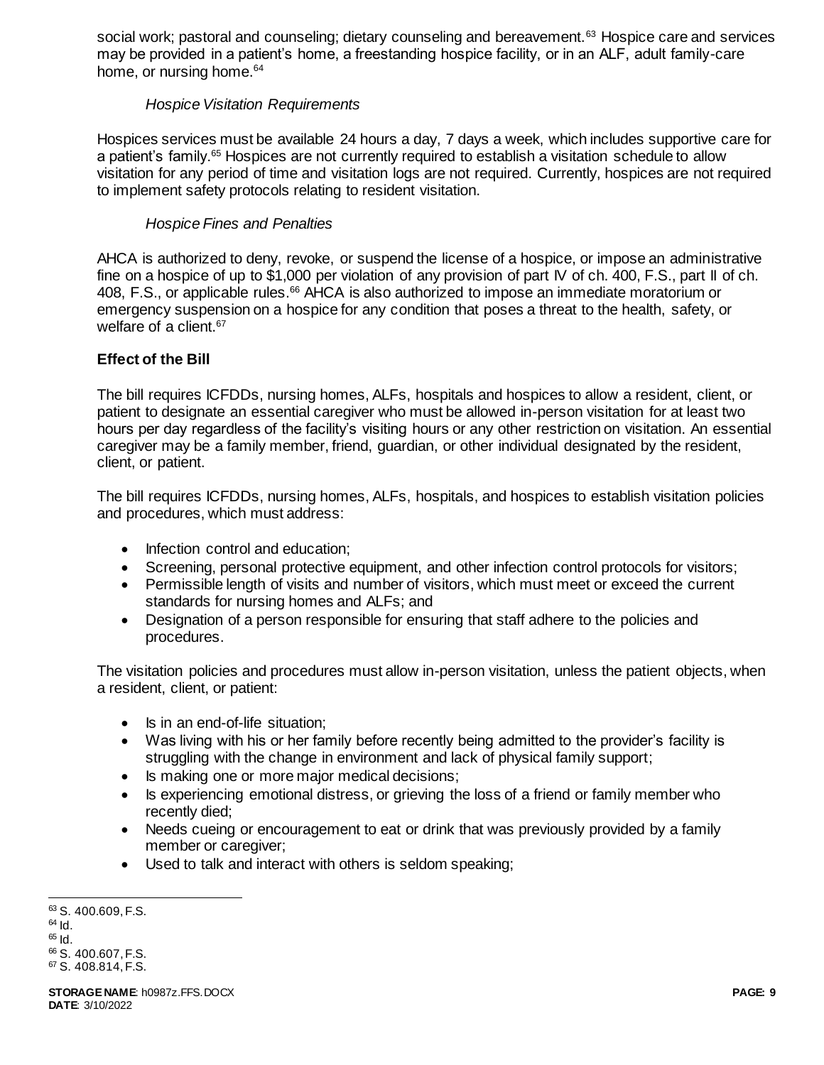social work; pastoral and counseling; dietary counseling and bereavement.[63] Hospice care and services may be provided in a patient's home, a freestanding hospice facility, or in an ALF, adult family-care home, or nursing home.[64]

*Hospice Visitation Requirements*

Hospices services must be available 24 hours a day, 7 days a week, which includes supportive care for a patient's family.[65] Hospices are not currently required to establish a visitation schedule to allow visitation for any period of time and visitation logs are not required. Currently, hospices are not required to implement safety protocols relating to resident visitation.

*Hospice Fines and Penalties*

AHCA is authorized to deny, revoke, or suspend the license of a hospice, or impose an administrative fine on a hospice of up to $1,000 per violation of any provision of part IV of ch. 400, F.S., part II of ch. 408, F.S., or applicable rules.[66] AHCA is also authorized to impose an immediate moratorium or emergency suspension on a hospice for any condition that poses a threat to the health, safety, or welfare of a client.[67]

**Effect of the Bill**

The bill requires ICFDDs, nursing homes, ALFs, hospitals and hospices to allow a resident, client, or patient to designate an essential caregiver who must be allowed in-person visitation for at least two hours per day regardless of the facility's visiting hours or any other restriction on visitation. An essential caregiver may be a family member, friend, guardian, or other individual designated by the resident, client, or patient.

The bill requires ICFDDs, nursing homes, ALFs, hospitals, and hospices to establish visitation policies and procedures, which must address:

- Infection control and education;
- Screening, personal protective equipment, and other infection control protocols for visitors;
- Permissible length of visits and number of visitors, which must meet or exceed the current standards for nursing homes and ALFs; and
- Designation of a person responsible for ensuring that staff adhere to the policies and procedures.

The visitation policies and procedures must allow in-person visitation, unless the patient objects, when a resident, client, or patient:

- Is in an end-of-life situation;
- Was living with his or her family before recently being admitted to the provider's facility is struggling with the change in environment and lack of physical family support;
- Is making one or more major medical decisions;
- Is experiencing emotional distress, or grieving the loss of a friend or family member who recently died;
- Needs cueing or encouragement to eat or drink that was previously provided by a family member or caregiver;
- Used to talk and interact with others is seldom speaking;

[63] S. 400.609, F.S.
[64] Id.
[65] Id.
[66] S. 400.607, F.S.
[67] S. 408.814, F.S.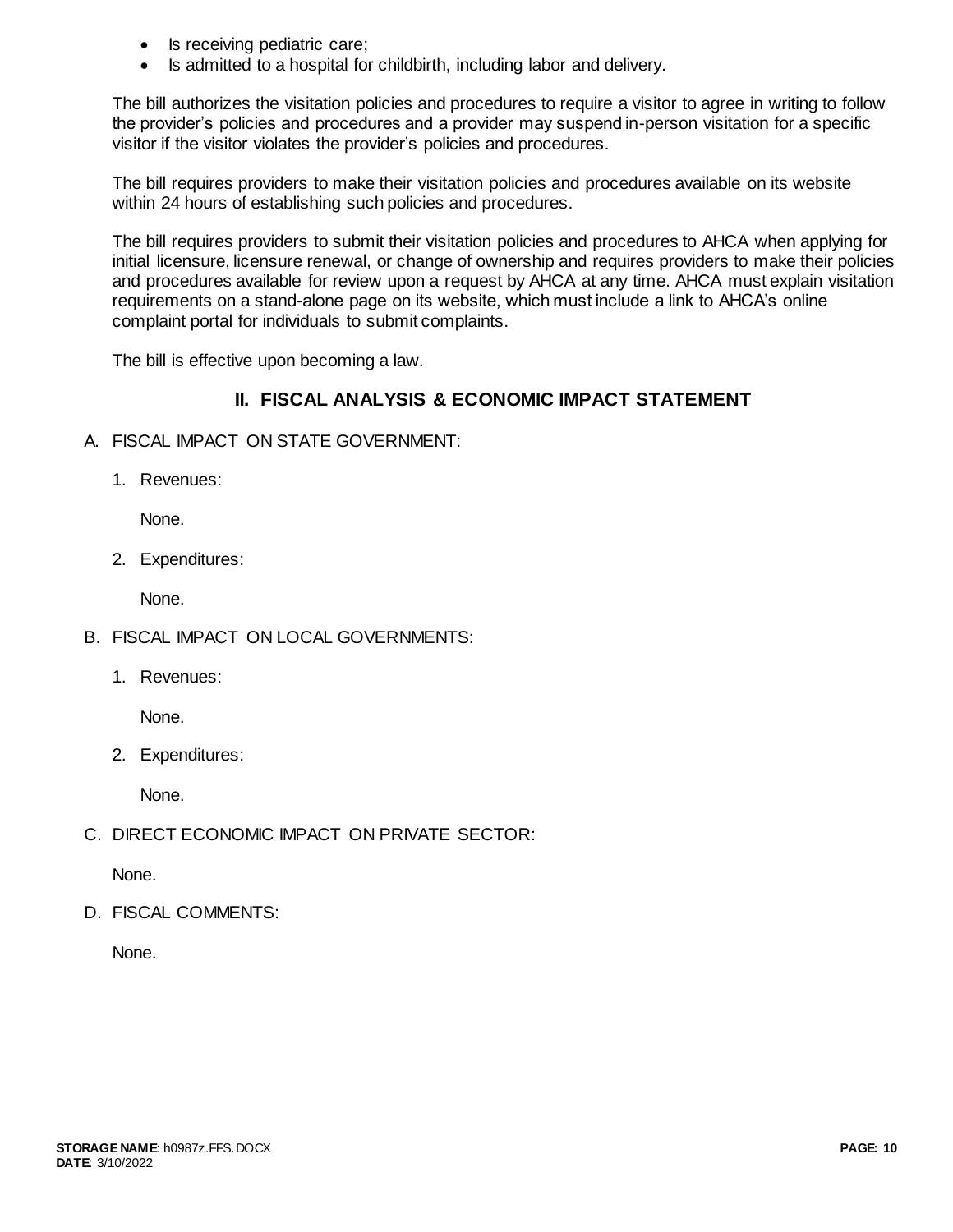- Is receiving pediatric care;
- Is admitted to a hospital for childbirth, including labor and delivery.

The bill authorizes the visitation policies and procedures to require a visitor to agree in writing to follow the provider's policies and procedures and a provider may suspend in-person visitation for a specific visitor if the visitor violates the provider's policies and procedures.

The bill requires providers to make their visitation policies and procedures available on its website within 24 hours of establishing such policies and procedures.

The bill requires providers to submit their visitation policies and procedures to AHCA when applying for initial licensure, licensure renewal, or change of ownership and requires providers to make their policies and procedures available for review upon a request by AHCA at any time. AHCA must explain visitation requirements on a stand-alone page on its website, which must include a link to AHCA's online complaint portal for individuals to submit complaints.

The bill is effective upon becoming a law.

## II. FISCAL ANALYSIS & ECONOMIC IMPACT STATEMENT

A. FISCAL IMPACT ON STATE GOVERNMENT:

1. Revenues:

   None.

2. Expenditures:

   None.

B. FISCAL IMPACT ON LOCAL GOVERNMENTS:

1. Revenues:

   None.

2. Expenditures:

   None.

C. DIRECT ECONOMIC IMPACT ON PRIVATE SECTOR:

   None.

D. FISCAL COMMENTS:

   None.